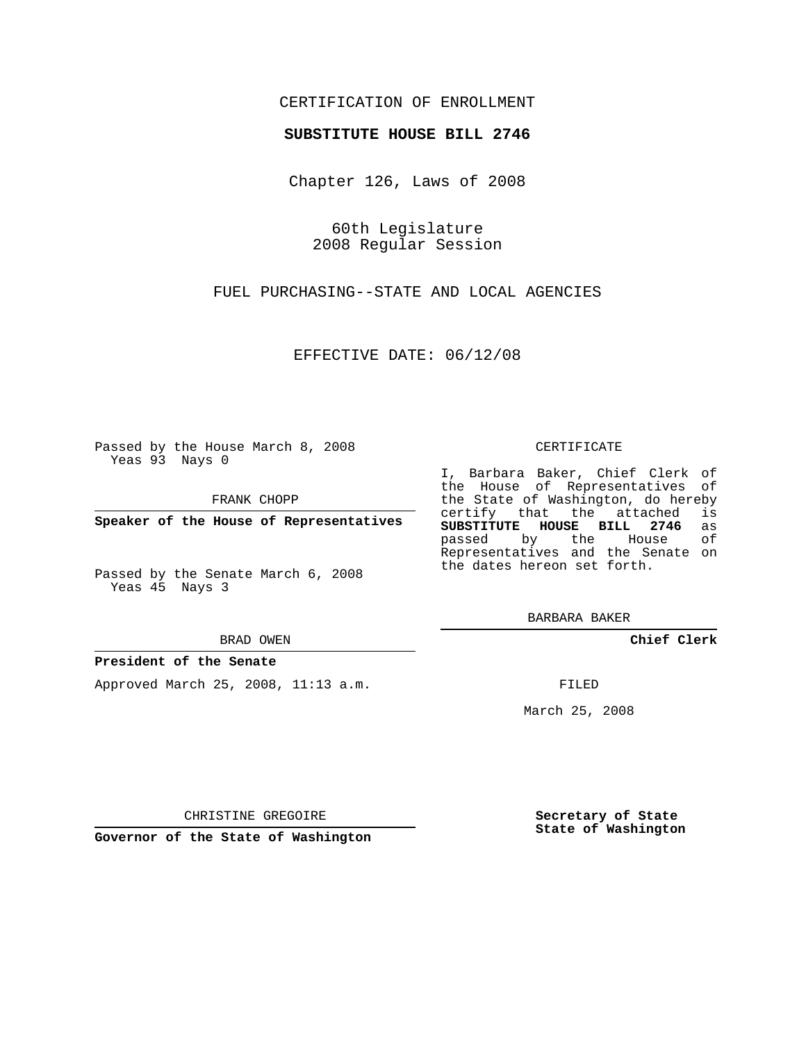CERTIFICATION OF ENROLLMENT

**SUBSTITUTE HOUSE BILL 2746**

Chapter 126, Laws of 2008

60th Legislature
2008 Regular Session

FUEL PURCHASING--STATE AND LOCAL AGENCIES

EFFECTIVE DATE: 06/12/08

Passed by the House March 8, 2008
Yeas 93 Nays 0

FRANK CHOPP

**Speaker of the House of Representatives**

Passed by the Senate March 6, 2008
Yeas 45 Nays 3

BRAD OWEN

**President of the Senate**

Approved March 25, 2008, 11:13 a.m.

CHRISTINE GREGOIRE

**Governor of the State of Washington**

CERTIFICATE

I, Barbara Baker, Chief Clerk of the House of Representatives of the State of Washington, do hereby certify that the attached is **SUBSTITUTE HOUSE BILL 2746** as passed by the House of Representatives and the Senate on the dates hereon set forth.

BARBARA BAKER

**Chief Clerk**

FILED

March 25, 2008

**Secretary of State**
**State of Washington**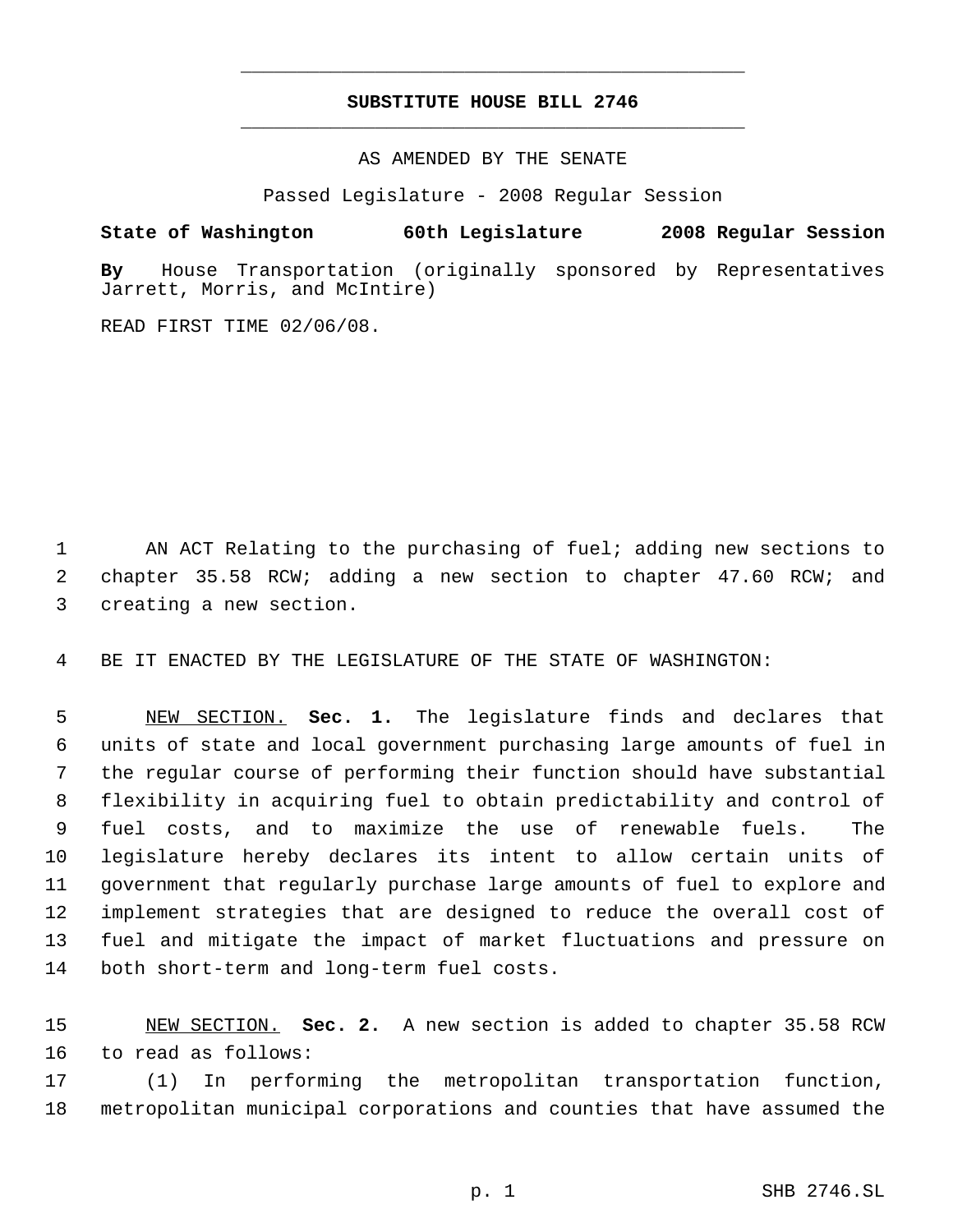# SUBSTITUTE HOUSE BILL 2746

AS AMENDED BY THE SENATE

Passed Legislature - 2008 Regular Session

**State of Washington 60th Legislature 2008 Regular Session**

**By** House Transportation (originally sponsored by Representatives Jarrett, Morris, and McIntire)

READ FIRST TIME 02/06/08.

AN ACT Relating to the purchasing of fuel; adding new sections to chapter 35.58 RCW; adding a new section to chapter 47.60 RCW; and creating a new section.

BE IT ENACTED BY THE LEGISLATURE OF THE STATE OF WASHINGTON:

NEW SECTION. **Sec. 1.** The legislature finds and declares that units of state and local government purchasing large amounts of fuel in the regular course of performing their function should have substantial flexibility in acquiring fuel to obtain predictability and control of fuel costs, and to maximize the use of renewable fuels. The legislature hereby declares its intent to allow certain units of government that regularly purchase large amounts of fuel to explore and implement strategies that are designed to reduce the overall cost of fuel and mitigate the impact of market fluctuations and pressure on both short-term and long-term fuel costs.

NEW SECTION. **Sec. 2.** A new section is added to chapter 35.58 RCW to read as follows:

(1) In performing the metropolitan transportation function, metropolitan municipal corporations and counties that have assumed the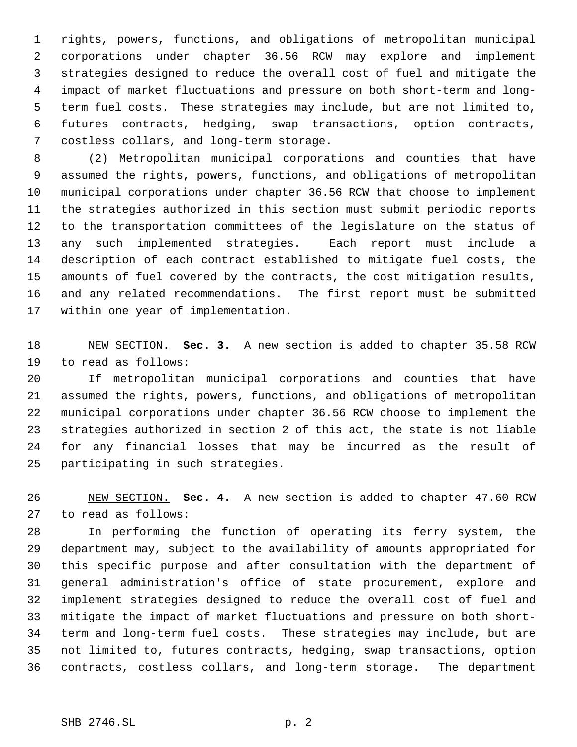rights, powers, functions, and obligations of metropolitan municipal corporations under chapter 36.56 RCW may explore and implement strategies designed to reduce the overall cost of fuel and mitigate the impact of market fluctuations and pressure on both short-term and long-term fuel costs. These strategies may include, but are not limited to, futures contracts, hedging, swap transactions, option contracts, costless collars, and long-term storage.

(2) Metropolitan municipal corporations and counties that have assumed the rights, powers, functions, and obligations of metropolitan municipal corporations under chapter 36.56 RCW that choose to implement the strategies authorized in this section must submit periodic reports to the transportation committees of the legislature on the status of any such implemented strategies. Each report must include a description of each contract established to mitigate fuel costs, the amounts of fuel covered by the contracts, the cost mitigation results, and any related recommendations. The first report must be submitted within one year of implementation.

NEW SECTION. **Sec. 3.** A new section is added to chapter 35.58 RCW to read as follows:

If metropolitan municipal corporations and counties that have assumed the rights, powers, functions, and obligations of metropolitan municipal corporations under chapter 36.56 RCW choose to implement the strategies authorized in section 2 of this act, the state is not liable for any financial losses that may be incurred as the result of participating in such strategies.

NEW SECTION. **Sec. 4.** A new section is added to chapter 47.60 RCW to read as follows:

In performing the function of operating its ferry system, the department may, subject to the availability of amounts appropriated for this specific purpose and after consultation with the department of general administration's office of state procurement, explore and implement strategies designed to reduce the overall cost of fuel and mitigate the impact of market fluctuations and pressure on both short-term and long-term fuel costs. These strategies may include, but are not limited to, futures contracts, hedging, swap transactions, option contracts, costless collars, and long-term storage. The department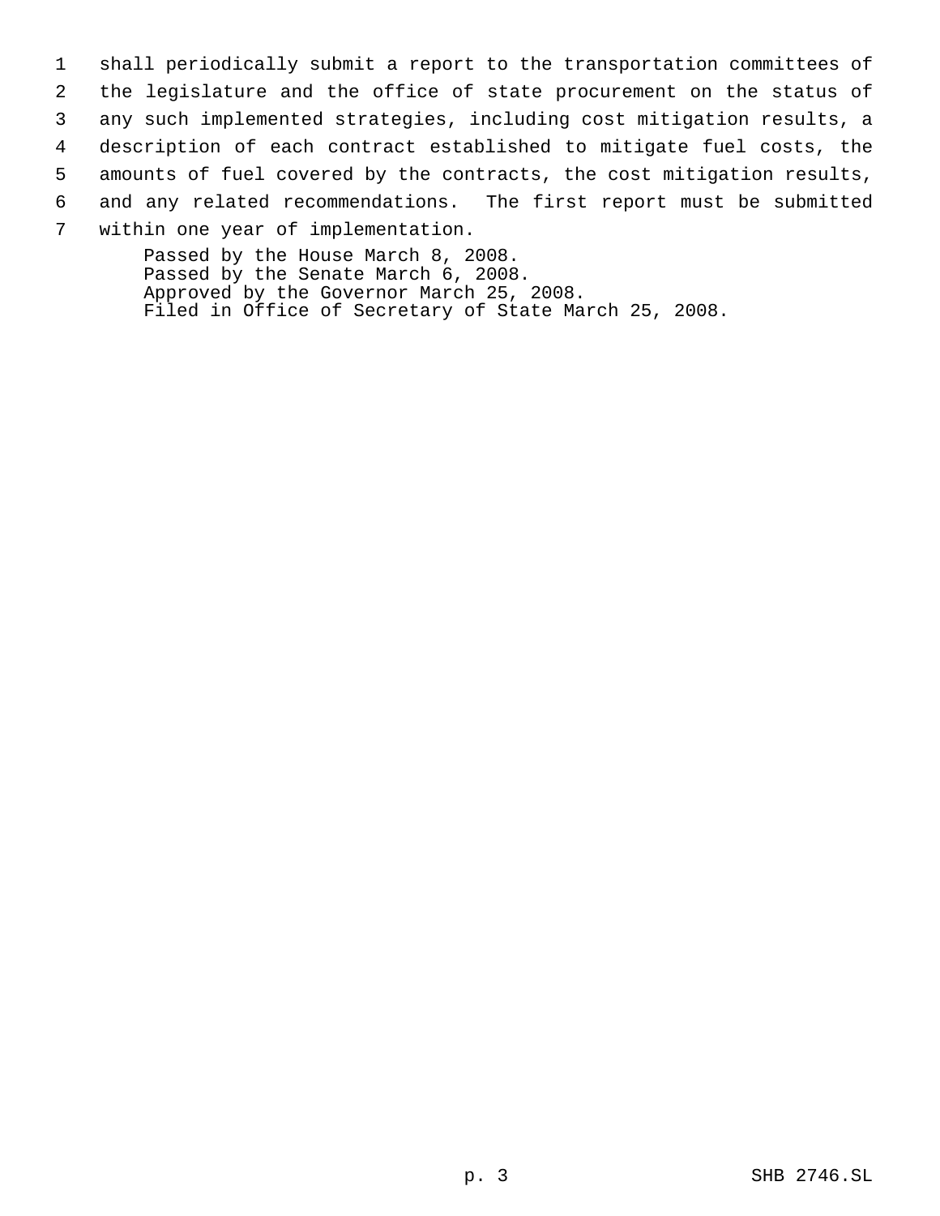shall periodically submit a report to the transportation committees of the legislature and the office of state procurement on the status of any such implemented strategies, including cost mitigation results, a description of each contract established to mitigate fuel costs, the amounts of fuel covered by the contracts, the cost mitigation results, and any related recommendations. The first report must be submitted within one year of implementation.

Passed by the House March 8, 2008.
Passed by the Senate March 6, 2008.
Approved by the Governor March 25, 2008.
Filed in Office of Secretary of State March 25, 2008.